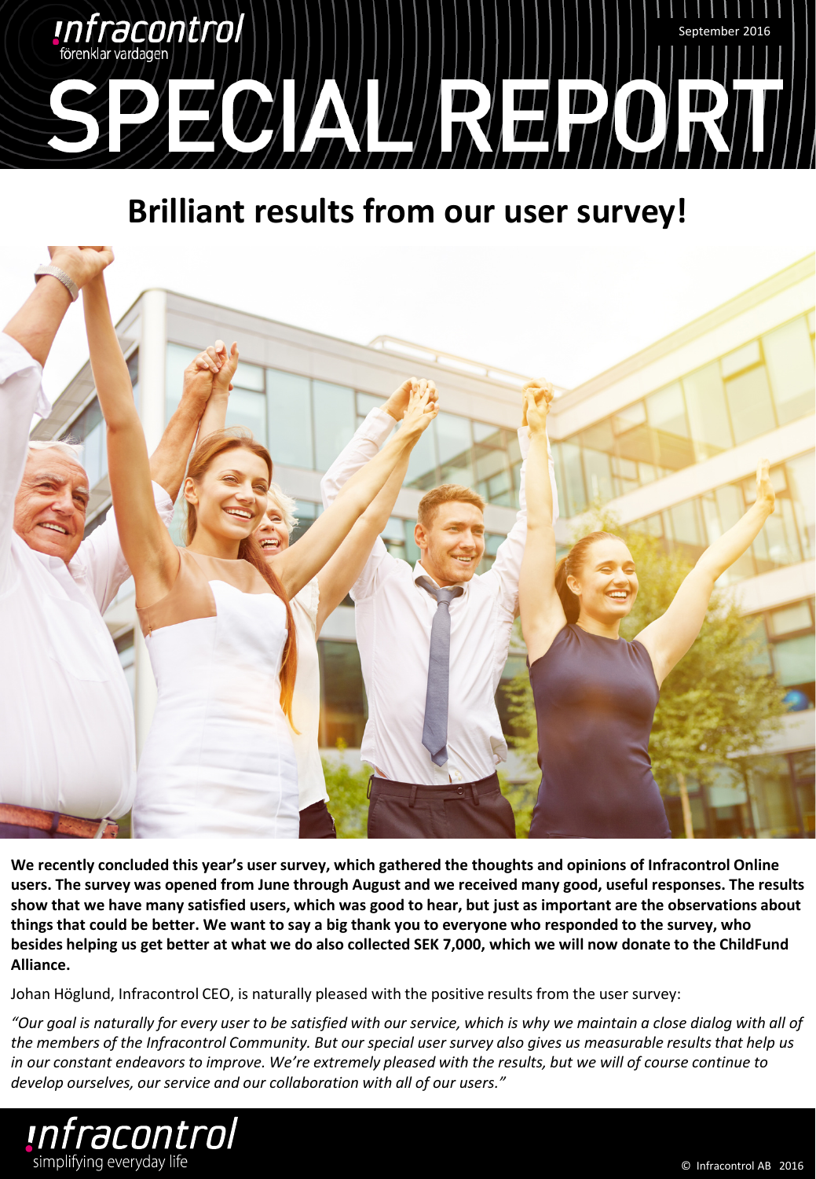# SPECIAL REPORT

September 2016

## Brilliant results from our user survey!

**We recently concluded this year's user survey, which gathered the thoughts and opinions of Infracontrol Online users. The survey was opened from June through August and we received many good, useful responses. The results show that we have many satisfied users, which was good to hear, but just as important are the observations about things that could be better. We want to say a big thank you to everyone who responded to the survey, who besides helping us get better at what we do also collected SEK 7,000, which we will now donate to the ChildFund Alliance.**

Johan Höglund, Infracontrol CEO, is naturally pleased with the positive results from the user survey:

*"Our goal is naturally for every user to be satisfied with our service, which is why we maintain a close dialog with all of the members of the Infracontrol Community. But our special user survey also gives us measurable results that help us in our constant endeavors to improve. We're extremely pleased with the results, but we will of course continue to develop ourselves, our service and our collaboration with all of our users."*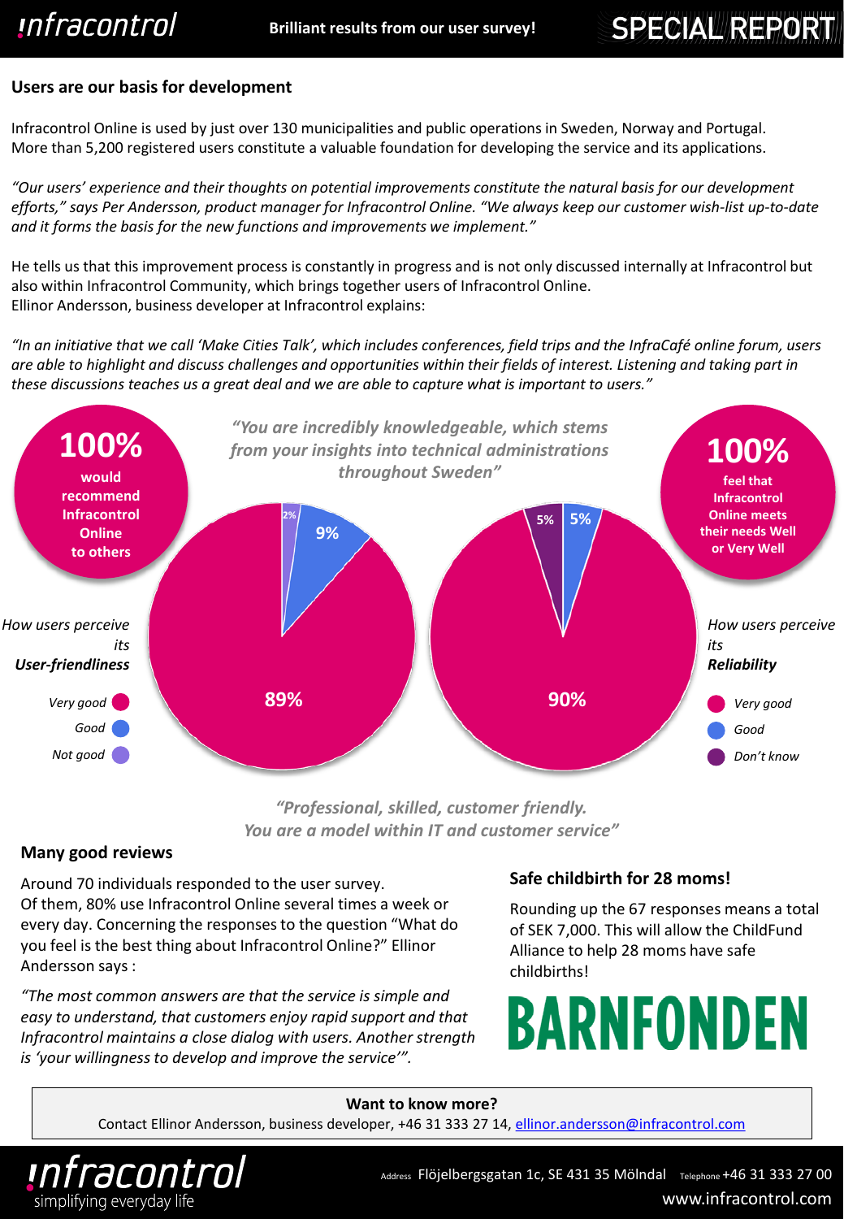## Users are our basis for development

Infracontrol Online is used by just over 130 municipalities and public operations in Sweden, Norway and Portugal. More than 5,200 registered users constitute a valuable foundation for developing the service and its applications.

*"Our users' experience and their thoughts on potential improvements constitute the natural basis for our development efforts," says Per Andersson, product manager for Infracontrol Online. "We always keep our customer wish-list up-to-date and it forms the basis for the new functions and improvements we implement."*

He tells us that this improvement process is constantly in progress and is not only discussed internally at Infracontrol but also within Infracontrol Community, which brings together users of Infracontrol Online.
Ellinor Andersson, business developer at Infracontrol explains:

*"In an initiative that we call 'Make Cities Talk', which includes conferences, field trips and the InfraCafé online forum, users are able to highlight and discuss challenges and opportunities within their fields of interest. Listening and taking part in these discussions teaches us a great deal and we are able to capture what is important to users."*

**100%** would recommend Infracontrol Online to others

*"You are incredibly knowledgeable, which stems from your insights into technical administrations throughout Sweden"*

**100%** feel that Infracontrol Online meets their needs Well or Very Well

*How users perceive its* ***User-friendliness***

89%
9%
2%

*Very good*
*Good*
*Not good*

*How users perceive its* ***Reliability***

90%
5%
5%

*Very good*
*Good*
*Don't know*

*"Professional, skilled, customer friendly. You are a model within IT and customer service"*

### Many good reviews

Around 70 individuals responded to the user survey.
Of them, 80% use Infracontrol Online several times a week or every day. Concerning the responses to the question "What do you feel is the best thing about Infracontrol Online?" Ellinor Andersson says :

*"The most common answers are that the service is simple and easy to understand, that customers enjoy rapid support and that Infracontrol maintains a close dialog with users. Another strength is 'your willingness to develop and improve the service'".*

### Safe childbirth for 28 moms!

Rounding up the 67 responses means a total of SEK 7,000. This will allow the ChildFund Alliance to help 28 moms have safe childbirths!

**BARNFONDEN**

**Want to know more?**
Contact Ellinor Andersson, business developer, +46 31 333 27 14, ellinor.andersson@infracontrol.com

infracontrol
simplifying everyday life

Address Flöjelbergsgatan 1c, SE 431 35 Mölndal Telephone +46 31 333 27 00
www.infracontrol.com